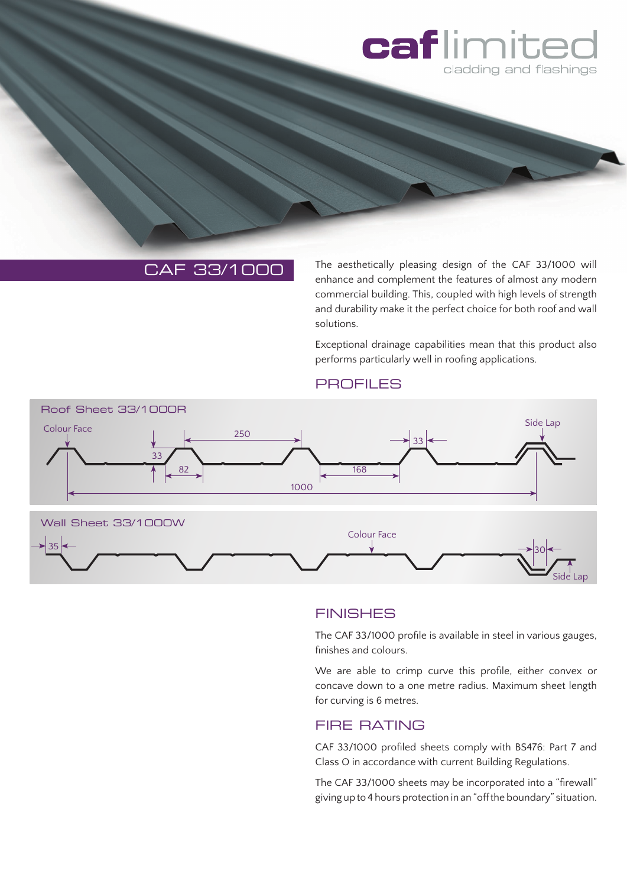caf limited
cladding and flashings

# CAF 33/1000

The aesthetically pleasing design of the CAF 33/1000 will enhance and complement the features of almost any modern commercial building. This, coupled with high levels of strength and durability make it the perfect choice for both roof and wall solutions.

Exceptional drainage capabilities mean that this product also performs particularly well in roofing applications.

## PROFILES

Roof Sheet 33/1000R

Colour Face, Side Lap, 250, 33, 33, 82, 168, 1000

Wall Sheet 33/1000W

Colour Face, 35, 30, Side Lap

## FINISHES

The CAF 33/1000 profile is available in steel in various gauges, finishes and colours.

We are able to crimp curve this profile, either convex or concave down to a one metre radius. Maximum sheet length for curving is 6 metres.

## FIRE RATING

CAF 33/1000 profiled sheets comply with BS476: Part 7 and Class O in accordance with current Building Regulations.

The CAF 33/1000 sheets may be incorporated into a "firewall" giving up to 4 hours protection in an "off the boundary" situation.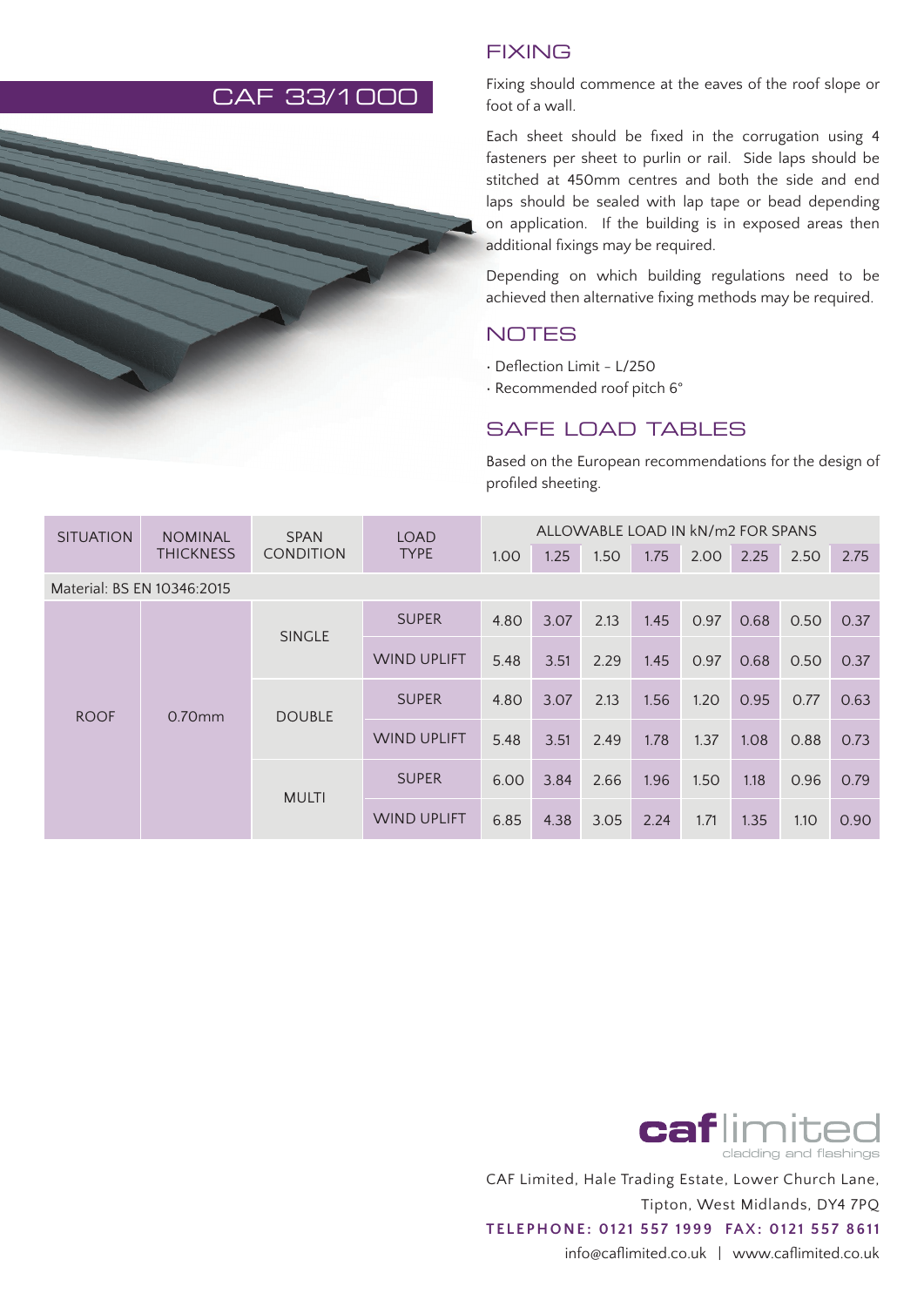# CAF 33/1000

## FIXING

Fixing should commence at the eaves of the roof slope or foot of a wall.

Each sheet should be fixed in the corrugation using 4 fasteners per sheet to purlin or rail. Side laps should be stitched at 450mm centres and both the side and end laps should be sealed with lap tape or bead depending on application. If the building is in exposed areas then additional fixings may be required.

Depending on which building regulations need to be achieved then alternative fixing methods may be required.

## NOTES

- Deflection Limit - L/250
- Recommended roof pitch 6°

## SAFE LOAD TABLES

Based on the European recommendations for the design of profiled sheeting.

| SITUATION | NOMINAL THICKNESS | SPAN CONDITION | LOAD TYPE | ALLOWABLE LOAD IN kN/m2 FOR SPANS | | | | | | | |
|---|---|---|---|---|---|---|---|---|---|---|---|
| | | | | 1.00 | 1.25 | 1.50 | 1.75 | 2.00 | 2.25 | 2.50 | 2.75 |
| Material: BS EN 10346:2015 | | | | | | | | | | | |
| ROOF | 0.70mm | SINGLE | SUPER | 4.80 | 3.07 | 2.13 | 1.45 | 0.97 | 0.68 | 0.50 | 0.37 |
| | | | WIND UPLIFT | 5.48 | 3.51 | 2.29 | 1.45 | 0.97 | 0.68 | 0.50 | 0.37 |
| | | DOUBLE | SUPER | 4.80 | 3.07 | 2.13 | 1.56 | 1.20 | 0.95 | 0.77 | 0.63 |
| | | | WIND UPLIFT | 5.48 | 3.51 | 2.49 | 1.78 | 1.37 | 1.08 | 0.88 | 0.73 |
| | | MULTI | SUPER | 6.00 | 3.84 | 2.66 | 1.96 | 1.50 | 1.18 | 0.96 | 0.79 |
| | | | WIND UPLIFT | 6.85 | 4.38 | 3.05 | 2.24 | 1.71 | 1.35 | 1.10 | 0.90 |

caf limited
cladding and flashings

CAF Limited, Hale Trading Estate, Lower Church Lane, Tipton, West Midlands, DY4 7PQ

**TELEPHONE: 0121 557 1999 FAX: 0121 557 8611**

info@caflimited.co.uk | www.caflimited.co.uk